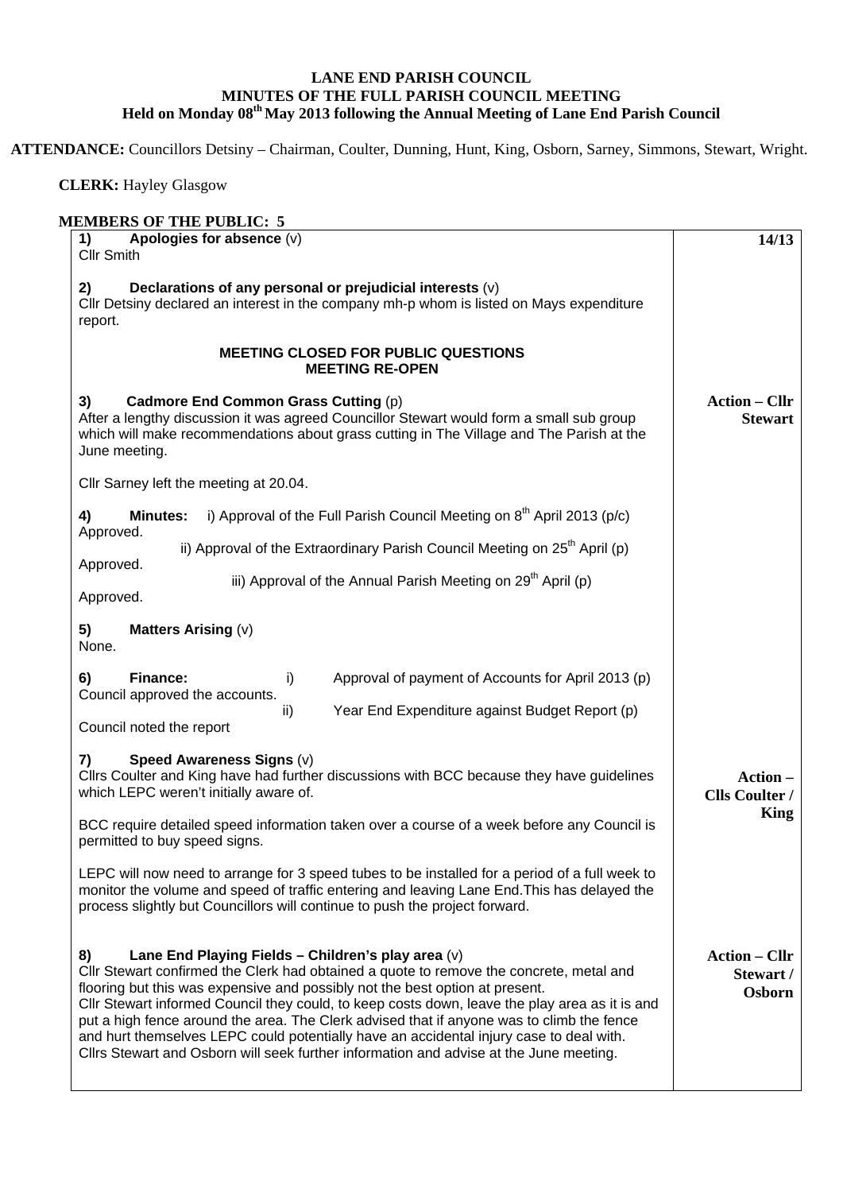**LANE END PARISH COUNCIL**
**MINUTES OF THE FULL PARISH COUNCIL MEETING**
**Held on Monday 08th May 2013 following the Annual Meeting of Lane End Parish Council**

**ATTENDANCE:** Councillors Detsiny – Chairman, Coulter, Dunning, Hunt, King, Osborn, Sarney, Simmons, Stewart, Wright.

**CLERK:** Hayley Glasgow

**MEMBERS OF THE PUBLIC: 5**

| | |
|---|---|
| **1) Apologies for absence** (v)<br>Cllr Smith | **14/13** |
| **2) Declarations of any personal or prejudicial interests** (v)<br>Cllr Detsiny declared an interest in the company mh-p whom is listed on Mays expenditure report. | |
| **MEETING CLOSED FOR PUBLIC QUESTIONS**<br>**MEETING RE-OPEN** | |
| **3) Cadmore End Common Grass Cutting** (p)<br>After a lengthy discussion it was agreed Councillor Stewart would form a small sub group which will make recommendations about grass cutting in The Village and The Parish at the June meeting.<br><br>Cllr Sarney left the meeting at 20.04. | **Action – Cllr Stewart** |
| **4) Minutes:** i) Approval of the Full Parish Council Meeting on 8th April 2013 (p/c)<br>Approved.<br>ii) Approval of the Extraordinary Parish Council Meeting on 25th April (p)<br>Approved.<br>iii) Approval of the Annual Parish Meeting on 29th April (p)<br>Approved. | |
| **5) Matters Arising** (v)<br>None. | |
| **6) Finance:** i) Approval of payment of Accounts for April 2013 (p)<br>Council approved the accounts.<br>ii) Year End Expenditure against Budget Report (p)<br>Council noted the report | |
| **7) Speed Awareness Signs** (v)<br>Cllrs Coulter and King have had further discussions with BCC because they have guidelines which LEPC weren't initially aware of.<br><br>BCC require detailed speed information taken over a course of a week before any Council is permitted to buy speed signs.<br><br>LEPC will now need to arrange for 3 speed tubes to be installed for a period of a full week to monitor the volume and speed of traffic entering and leaving Lane End.This has delayed the process slightly but Councillors will continue to push the project forward. | **Action – Clls Coulter / King** |
| **8) Lane End Playing Fields – Children's play area** (v)<br>Cllr Stewart confirmed the Clerk had obtained a quote to remove the concrete, metal and flooring but this was expensive and possibly not the best option at present.<br>Cllr Stewart informed Council they could, to keep costs down, leave the play area as it is and put a high fence around the area. The Clerk advised that if anyone was to climb the fence and hurt themselves LEPC could potentially have an accidental injury case to deal with.<br>Cllrs Stewart and Osborn will seek further information and advise at the June meeting. | **Action – Cllr Stewart / Osborn** |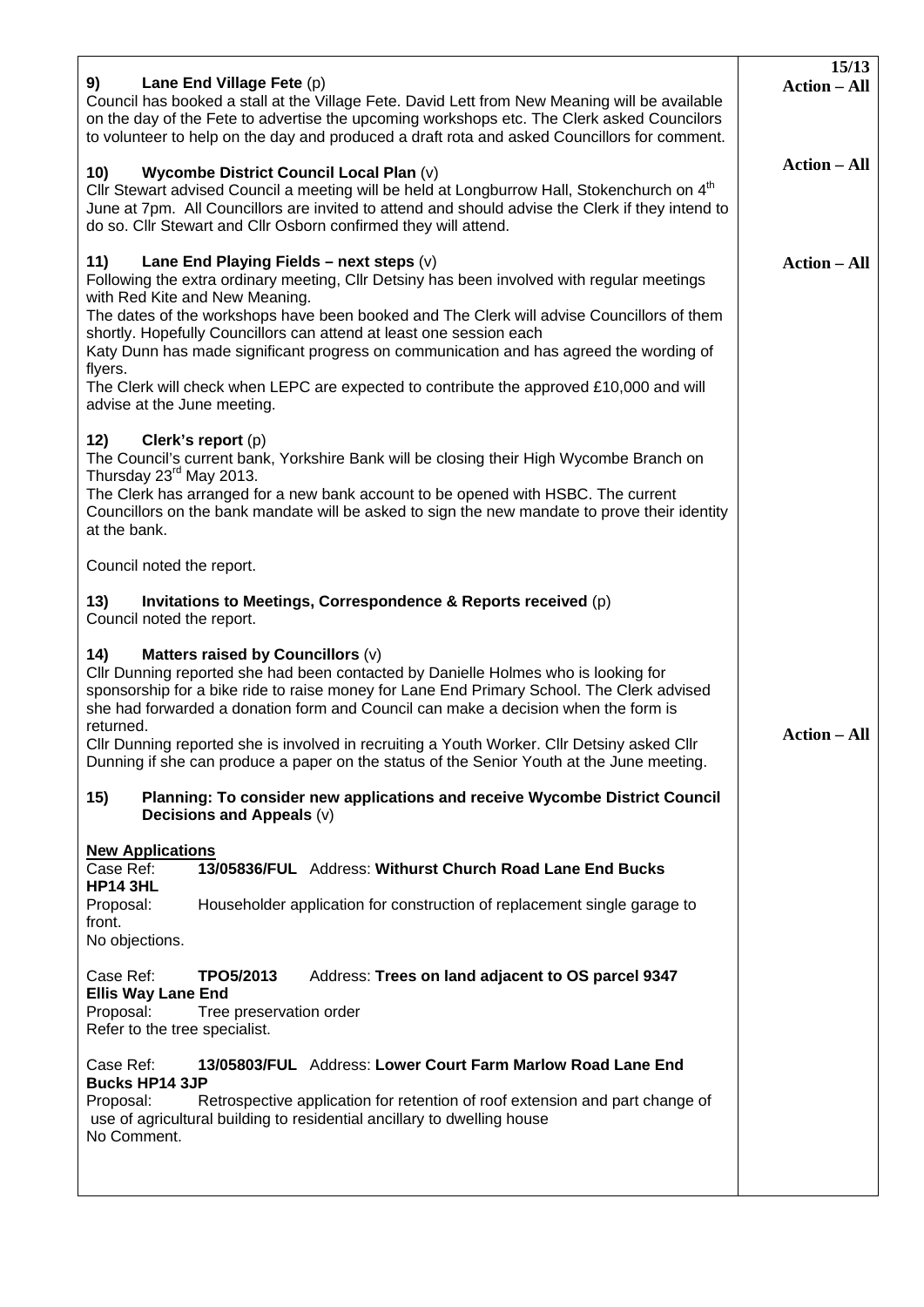15/13

**9) Lane End Village Fete** (p)

Council has booked a stall at the Village Fete. David Lett from New Meaning will be available on the day of the Fete to advertise the upcoming workshops etc. The Clerk asked Councilors to volunteer to help on the day and produced a draft rota and asked Councillors for comment.

**Action – All**

**10) Wycombe District Council Local Plan** (v)

Cllr Stewart advised Council a meeting will be held at Longburrow Hall, Stokenchurch on 4th June at 7pm. All Councillors are invited to attend and should advise the Clerk if they intend to do so. Cllr Stewart and Cllr Osborn confirmed they will attend.

**Action – All**

**11) Lane End Playing Fields – next steps** (v)

Following the extra ordinary meeting, Cllr Detsiny has been involved with regular meetings with Red Kite and New Meaning.

The dates of the workshops have been booked and The Clerk will advise Councillors of them shortly. Hopefully Councillors can attend at least one session each

Katy Dunn has made significant progress on communication and has agreed the wording of flyers.

The Clerk will check when LEPC are expected to contribute the approved £10,000 and will advise at the June meeting.

**Action – All**

**12) Clerk's report** (p)

The Council's current bank, Yorkshire Bank will be closing their High Wycombe Branch on Thursday 23rd May 2013.

The Clerk has arranged for a new bank account to be opened with HSBC. The current Councillors on the bank mandate will be asked to sign the new mandate to prove their identity at the bank.

Council noted the report.

**13) Invitations to Meetings, Correspondence & Reports received** (p)

Council noted the report.

**14) Matters raised by Councillors** (v)

Cllr Dunning reported she had been contacted by Danielle Holmes who is looking for sponsorship for a bike ride to raise money for Lane End Primary School. The Clerk advised she had forwarded a donation form and Council can make a decision when the form is returned.

Cllr Dunning reported she is involved in recruiting a Youth Worker. Cllr Detsiny asked Cllr Dunning if she can produce a paper on the status of the Senior Youth at the June meeting.

**Action – All**

**15) Planning: To consider new applications and receive Wycombe District Council Decisions and Appeals** (v)

**New Applications**

Case Ref: **13/05836/FUL** Address: **Withurst Church Road Lane End Bucks HP14 3HL**

Proposal: Householder application for construction of replacement single garage to front.

No objections.

Case Ref: **TPO5/2013** Address: **Trees on land adjacent to OS parcel 9347 Ellis Way Lane End**

Proposal: Tree preservation order

Refer to the tree specialist.

Case Ref: **13/05803/FUL** Address: **Lower Court Farm Marlow Road Lane End Bucks HP14 3JP**

Proposal: Retrospective application for retention of roof extension and part change of use of agricultural building to residential ancillary to dwelling house

No Comment.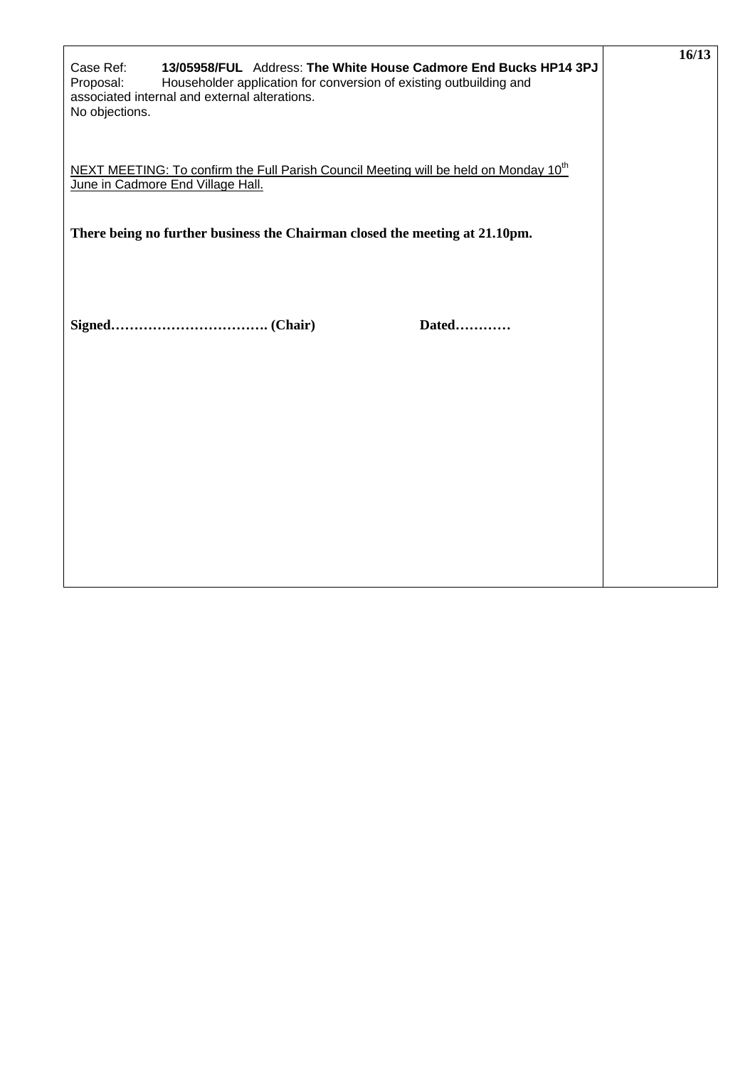Case Ref: **13/05958/FUL** Address: **The White House Cadmore End Bucks HP14 3PJ**
Proposal: Householder application for conversion of existing outbuilding and associated internal and external alterations.
No objections.

16/13

NEXT MEETING: To confirm the Full Parish Council Meeting will be held on Monday 10th June in Cadmore End Village Hall.

**There being no further business the Chairman closed the meeting at 21.10pm.**

**Signed……………………………. (Chair)** **Dated…………**